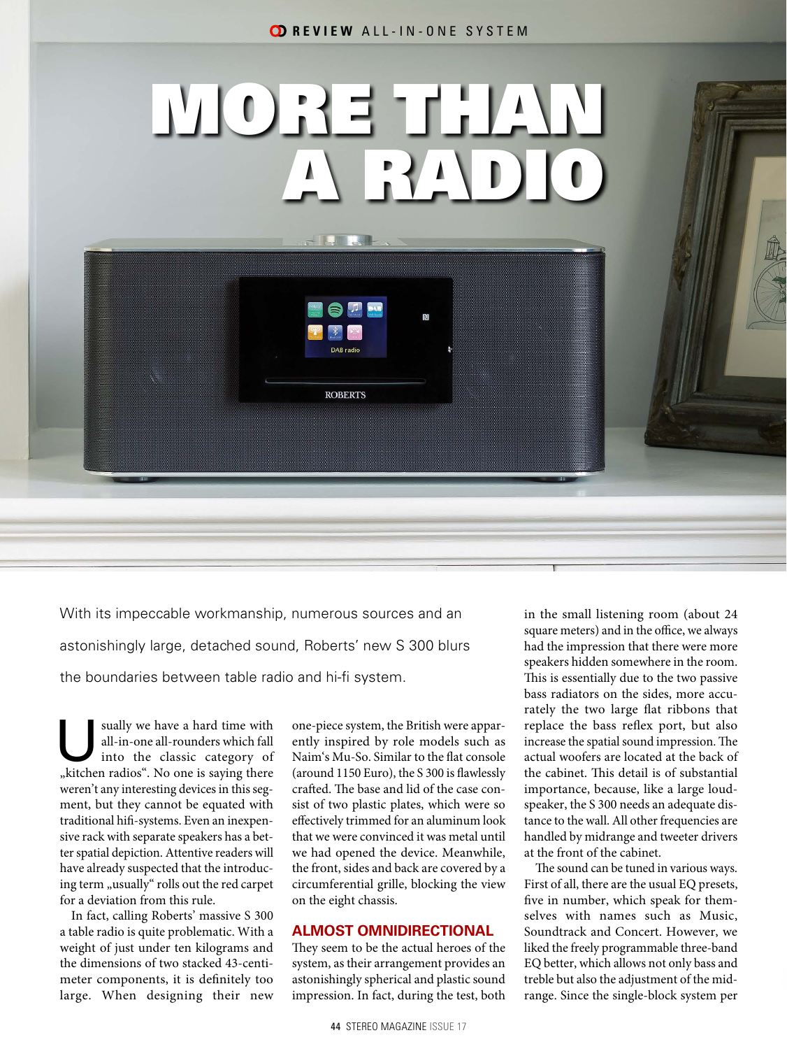# MORE THAN A RADIO

With its impeccable workmanship, numerous sources and an astonishingly large, detached sound, Roberts' new S 300 blurs the boundaries between table radio and hi-fi system.

Usually we have a hard time with all-in-one all-rounders which fall into the classic category of „kitchen radios". No one is saying there weren't any interesting devices in this segment, but they cannot be equated with traditional hifi-systems. Even an inexpensive rack with separate speakers has a better spatial depiction. Attentive readers will have already suspected that the introducing term „usually" rolls out the red carpet for a deviation from this rule.

In fact, calling Roberts' massive S 300 a table radio is quite problematic. With a weight of just under ten kilograms and the dimensions of two stacked 43-centimeter components, it is definitely too large. When designing their new one-piece system, the British were apparently inspired by role models such as Naim's Mu-So. Similar to the flat console (around 1150 Euro), the S 300 is flawlessly crafted. The base and lid of the case consist of two plastic plates, which were so effectively trimmed for an aluminum look that we were convinced it was metal until we had opened the device. Meanwhile, the front, sides and back are covered by a circumferential grille, blocking the view on the eight chassis.

## ALMOST OMNIDIRECTIONAL

They seem to be the actual heroes of the system, as their arrangement provides an astonishingly spherical and plastic sound impression. In fact, during the test, both in the small listening room (about 24 square meters) and in the office, we always had the impression that there were more speakers hidden somewhere in the room. This is essentially due to the two passive bass radiators on the sides, more accurately the two large flat ribbons that replace the bass reflex port, but also increase the spatial sound impression. The actual woofers are located at the back of the cabinet. This detail is of substantial importance, because, like a large loudspeaker, the S 300 needs an adequate distance to the wall. All other frequencies are handled by midrange and tweeter drivers at the front of the cabinet.

The sound can be tuned in various ways. First of all, there are the usual EQ presets, five in number, which speak for themselves with names such as Music, Soundtrack and Concert. However, we liked the freely programmable three-band EQ better, which allows not only bass and treble but also the adjustment of the midrange. Since the single-block system per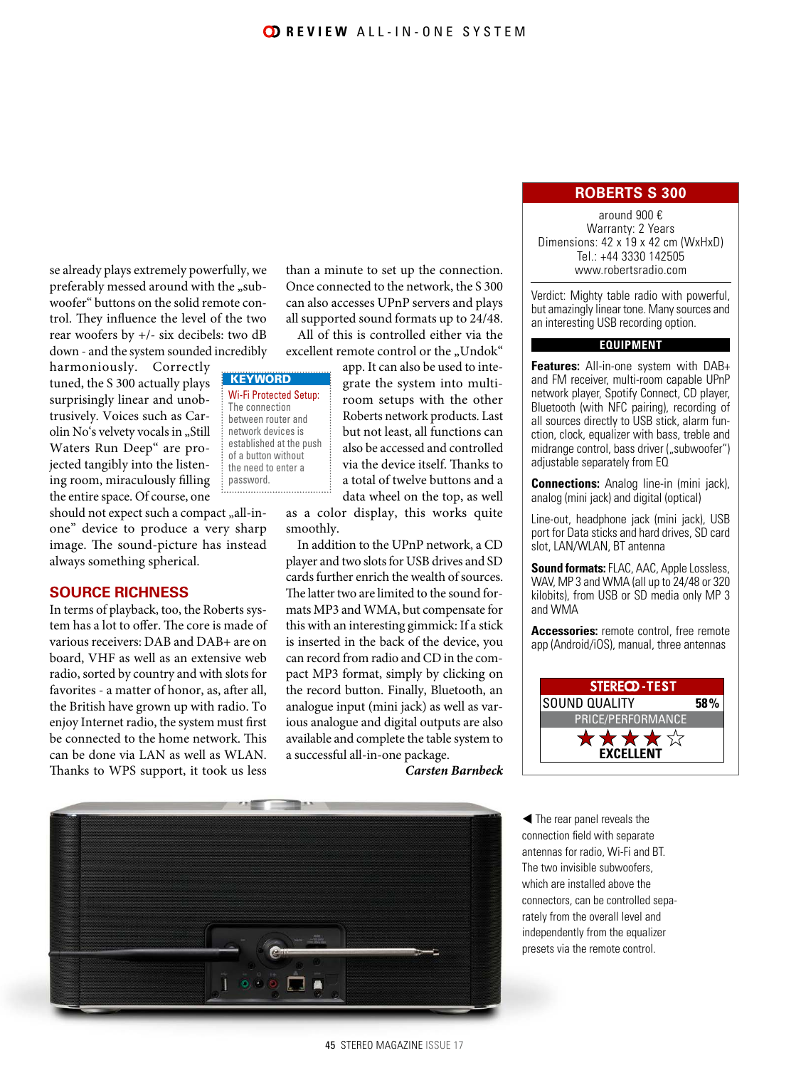se already plays extremely powerfully, we preferably messed around with the „subwoofer" buttons on the solid remote control. They influence the level of the two rear woofers by +/- six decibels: two dB down - and the system sounded incredibly harmoniously. Correctly tuned, the S 300 actually plays surprisingly linear and unobtrusively. Voices such as Carolin No's velvety vocals in „Still Waters Run Deep" are projected tangibly into the listening room, miraculously filling the entire space. Of course, one should not expect such a compact „all-in-one" device to produce a very sharp image. The sound-picture has instead always something spherical.

**KEYWORD**

Wi-Fi Protected Setup: The connection between router and network devices is established at the push of a button without the need to enter a password.

## SOURCE RICHNESS

In terms of playback, too, the Roberts system has a lot to offer. The core is made of various receivers: DAB and DAB+ are on board, VHF as well as an extensive web radio, sorted by country and with slots for favorites - a matter of honor, as, after all, the British have grown up with radio. To enjoy Internet radio, the system must first be connected to the home network. This can be done via LAN as well as WLAN. Thanks to WPS support, it took us less than a minute to set up the connection. Once connected to the network, the S 300 can also accesses UPnP servers and plays all supported sound formats up to 24/48.

All of this is controlled either via the excellent remote control or the „Undok" app. It can also be used to integrate the system into multi-room setups with the other Roberts network products. Last but not least, all functions can also be accessed and controlled via the device itself. Thanks to a total of twelve buttons and a data wheel on the top, as well as a color display, this works quite smoothly.

In addition to the UPnP network, a CD player and two slots for USB drives and SD cards further enrich the wealth of sources. The latter two are limited to the sound formats MP3 and WMA, but compensate for this with an interesting gimmick: If a stick is inserted in the back of the device, you can record from radio and CD in the compact MP3 format, simply by clicking on the record button. Finally, Bluetooth, an analogue input (mini jack) as well as various analogue and digital outputs are also available and complete the table system to a successful all-in-one package.

***Carsten Barnbeck***

## ROBERTS S 300

around 900 €
Warranty: 2 Years
Dimensions: 42 x 19 x 42 cm (WxHxD)
Tel.: +44 3330 142505
www.robertsradio.com

Verdict: Mighty table radio with powerful, but amazingly linear tone. Many sources and an interesting USB recording option.

**EQUIPMENT**

**Features:** All-in-one system with DAB+ and FM receiver, multi-room capable UPnP network player, Spotify Connect, CD player, Bluetooth (with NFC pairing), recording of all sources directly to USB stick, alarm function, clock, equalizer with bass, treble and midrange control, bass driver („subwoofer") adjustable separately from EQ

**Connections:** Analog line-in (mini jack), analog (mini jack) and digital (optical)

Line-out, headphone jack (mini jack), USB port for Data sticks and hard drives, SD card slot, LAN/WLAN, BT antenna

**Sound formats:** FLAC, AAC, Apple Lossless, WAV, MP 3 and WMA (all up to 24/48 or 320 kilobits), from USB or SD media only MP 3 and WMA

**Accessories:** remote control, free remote app (Android/iOS), manual, three antennas

**STEREO-TEST**

SOUND QUALITY 58%

PRICE/PERFORMANCE

★★★★☆

EXCELLENT

◀ The rear panel reveals the connection field with separate antennas for radio, Wi-Fi and BT. The two invisible subwoofers, which are installed above the connectors, can be controlled separately from the overall level and independently from the equalizer presets via the remote control.